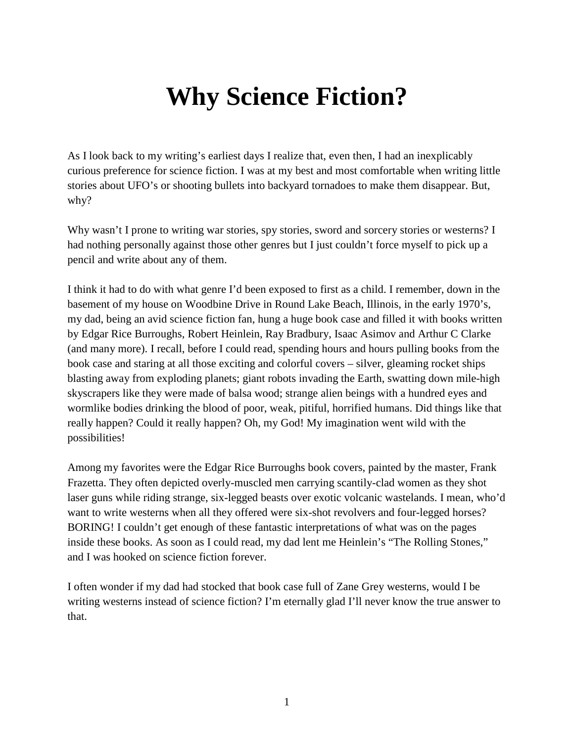# Why Science Fiction?

As I look back to my writing's earliest days I realize that, even then, I had an inexplicably curious preference for science fiction. I was at my best and most comfortable when writing little stories about UFO's or shooting bullets into backyard tornadoes to make them disappear. But, why?

Why wasn't I prone to writing war stories, spy stories, sword and sorcery stories or westerns? I had nothing personally against those other genres but I just couldn't force myself to pick up a pencil and write about any of them.

I think it had to do with what genre I'd been exposed to first as a child. I remember, down in the basement of my house on Woodbine Drive in Round Lake Beach, Illinois, in the early 1970's, my dad, being an avid science fiction fan, hung a huge book case and filled it with books written by Edgar Rice Burroughs, Robert Heinlein, Ray Bradbury, Isaac Asimov and Arthur C Clarke (and many more). I recall, before I could read, spending hours and hours pulling books from the book case and staring at all those exciting and colorful covers – silver, gleaming rocket ships blasting away from exploding planets; giant robots invading the Earth, swatting down mile-high skyscrapers like they were made of balsa wood; strange alien beings with a hundred eyes and wormlike bodies drinking the blood of poor, weak, pitiful, horrified humans. Did things like that really happen? Could it really happen? Oh, my God! My imagination went wild with the possibilities!

Among my favorites were the Edgar Rice Burroughs book covers, painted by the master, Frank Frazetta. They often depicted overly-muscled men carrying scantily-clad women as they shot laser guns while riding strange, six-legged beasts over exotic volcanic wastelands. I mean, who'd want to write westerns when all they offered were six-shot revolvers and four-legged horses? BORING! I couldn't get enough of these fantastic interpretations of what was on the pages inside these books. As soon as I could read, my dad lent me Heinlein's "The Rolling Stones," and I was hooked on science fiction forever.

I often wonder if my dad had stocked that book case full of Zane Grey westerns, would I be writing westerns instead of science fiction? I'm eternally glad I'll never know the true answer to that.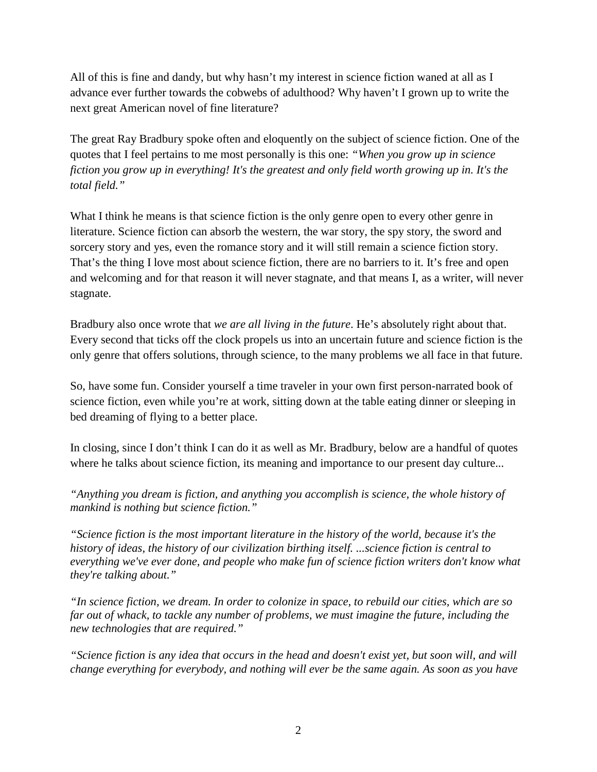All of this is fine and dandy, but why hasn't my interest in science fiction waned at all as I advance ever further towards the cobwebs of adulthood? Why haven't I grown up to write the next great American novel of fine literature?

The great Ray Bradbury spoke often and eloquently on the subject of science fiction. One of the quotes that I feel pertains to me most personally is this one: *"When you grow up in science fiction you grow up in everything! It's the greatest and only field worth growing up in. It's the total field."*

What I think he means is that science fiction is the only genre open to every other genre in literature. Science fiction can absorb the western, the war story, the spy story, the sword and sorcery story and yes, even the romance story and it will still remain a science fiction story. That's the thing I love most about science fiction, there are no barriers to it. It's free and open and welcoming and for that reason it will never stagnate, and that means I, as a writer, will never stagnate.

Bradbury also once wrote that *we are all living in the future*. He's absolutely right about that. Every second that ticks off the clock propels us into an uncertain future and science fiction is the only genre that offers solutions, through science, to the many problems we all face in that future.

So, have some fun. Consider yourself a time traveler in your own first person-narrated book of science fiction, even while you're at work, sitting down at the table eating dinner or sleeping in bed dreaming of flying to a better place.

In closing, since I don't think I can do it as well as Mr. Bradbury, below are a handful of quotes where he talks about science fiction, its meaning and importance to our present day culture...

*"Anything you dream is fiction, and anything you accomplish is science, the whole history of mankind is nothing but science fiction."*

*"Science fiction is the most important literature in the history of the world, because it's the history of ideas, the history of our civilization birthing itself. ...science fiction is central to everything we've ever done, and people who make fun of science fiction writers don't know what they're talking about."*

*"In science fiction, we dream. In order to colonize in space, to rebuild our cities, which are so far out of whack, to tackle any number of problems, we must imagine the future, including the new technologies that are required."*

*"Science fiction is any idea that occurs in the head and doesn't exist yet, but soon will, and will change everything for everybody, and nothing will ever be the same again. As soon as you have*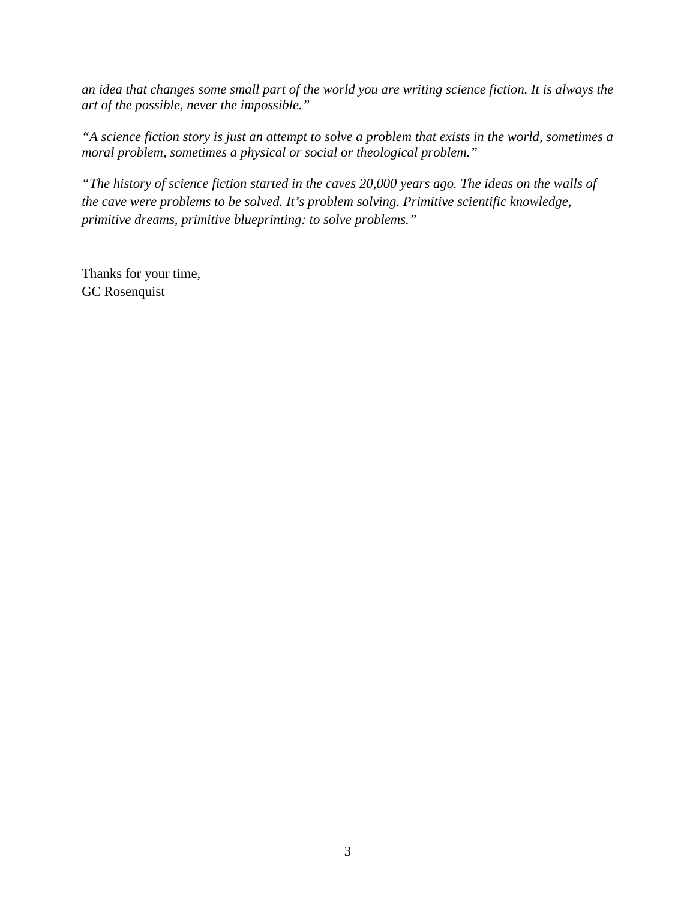*an idea that changes some small part of the world you are writing science fiction. It is always the art of the possible, never the impossible."*

*"A science fiction story is just an attempt to solve a problem that exists in the world, sometimes a moral problem, sometimes a physical or social or theological problem."*

*"The history of science fiction started in the caves 20,000 years ago. The ideas on the walls of the cave were problems to be solved. It's problem solving. Primitive scientific knowledge, primitive dreams, primitive blueprinting: to solve problems."*

Thanks for your time,
GC Rosenquist